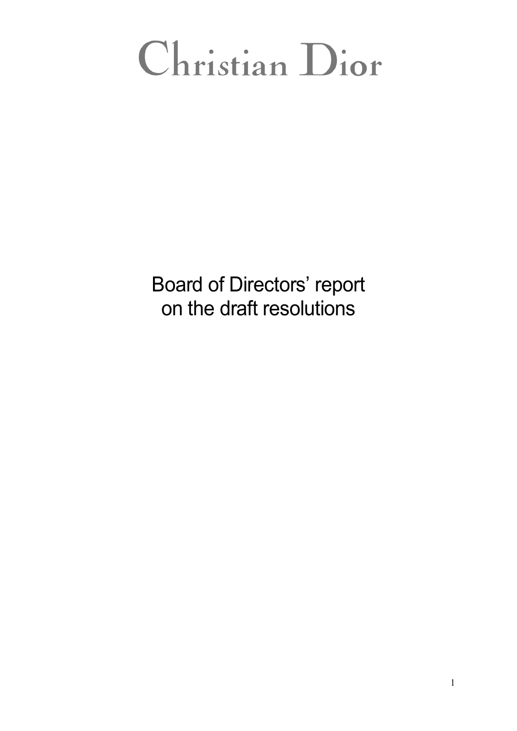# Christian Dior

## Board of Directors' report on the draft resolutions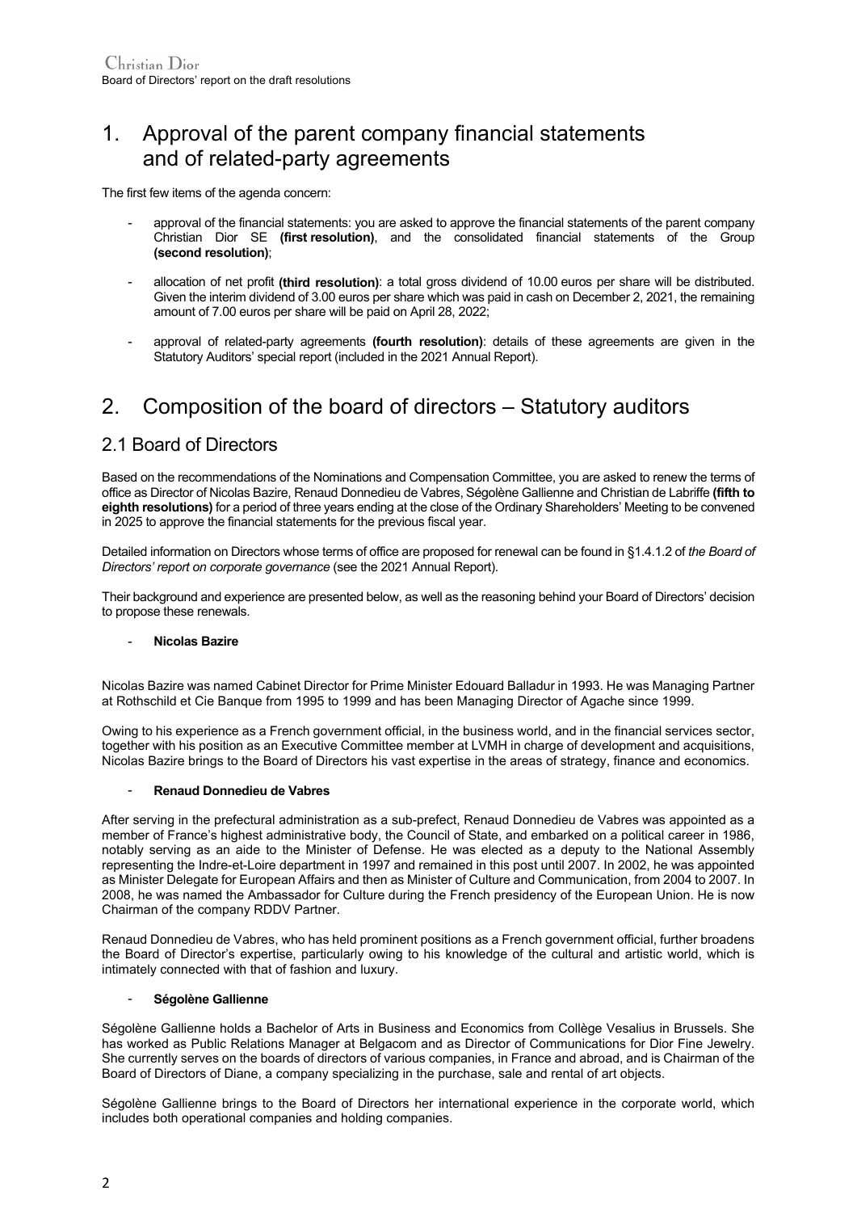# 1. Approval of the parent company financial statements and of related-party agreements

The first few items of the agenda concern:

- approval of the financial statements: you are asked to approve the financial statements of the parent company Christian Dior SE **(first resolution)**, and the consolidated financial statements of the Group **(second resolution)**;
- allocation of net profit **(third resolution)**: a total gross dividend of 10.00 euros per share will be distributed. Given the interim dividend of 3.00 euros per share which was paid in cash on December 2, 2021, the remaining amount of 7.00 euros per share will be paid on April 28, 2022;
- approval of related-party agreements **(fourth resolution)**: details of these agreements are given in the Statutory Auditors' special report (included in the 2021 Annual Report).

# 2. Composition of the board of directors – Statutory auditors

## 2.1 Board of Directors

Based on the recommendations of the Nominations and Compensation Committee, you are asked to renew the terms of office as Director of Nicolas Bazire, Renaud Donnedieu de Vabres, Ségolène Gallienne and Christian de Labriffe **(fifth to eighth resolutions)** for a period of three years ending at the close of the Ordinary Shareholders' Meeting to be convened in 2025 to approve the financial statements for the previous fiscal year.

Detailed information on Directors whose terms of office are proposed for renewal can be found in §1.4.1.2 of *the Board of Directors' report on corporate governance* (see the 2021 Annual Report).

Their background and experience are presented below, as well as the reasoning behind your Board of Directors' decision to propose these renewals.

- **Nicolas Bazire**

Nicolas Bazire was named Cabinet Director for Prime Minister Edouard Balladur in 1993. He was Managing Partner at Rothschild et Cie Banque from 1995 to 1999 and has been Managing Director of Agache since 1999.

Owing to his experience as a French government official, in the business world, and in the financial services sector, together with his position as an Executive Committee member at LVMH in charge of development and acquisitions, Nicolas Bazire brings to the Board of Directors his vast expertise in the areas of strategy, finance and economics.

- **Renaud Donnedieu de Vabres**

After serving in the prefectural administration as a sub-prefect, Renaud Donnedieu de Vabres was appointed as a member of France's highest administrative body, the Council of State, and embarked on a political career in 1986, notably serving as an aide to the Minister of Defense. He was elected as a deputy to the National Assembly representing the Indre-et-Loire department in 1997 and remained in this post until 2007. In 2002, he was appointed as Minister Delegate for European Affairs and then as Minister of Culture and Communication, from 2004 to 2007. In 2008, he was named the Ambassador for Culture during the French presidency of the European Union. He is now Chairman of the company RDDV Partner.

Renaud Donnedieu de Vabres, who has held prominent positions as a French government official, further broadens the Board of Director's expertise, particularly owing to his knowledge of the cultural and artistic world, which is intimately connected with that of fashion and luxury.

- **Ségolène Gallienne**

Ségolène Gallienne holds a Bachelor of Arts in Business and Economics from Collège Vesalius in Brussels. She has worked as Public Relations Manager at Belgacom and as Director of Communications for Dior Fine Jewelry. She currently serves on the boards of directors of various companies, in France and abroad, and is Chairman of the Board of Directors of Diane, a company specializing in the purchase, sale and rental of art objects.

Ségolène Gallienne brings to the Board of Directors her international experience in the corporate world, which includes both operational companies and holding companies.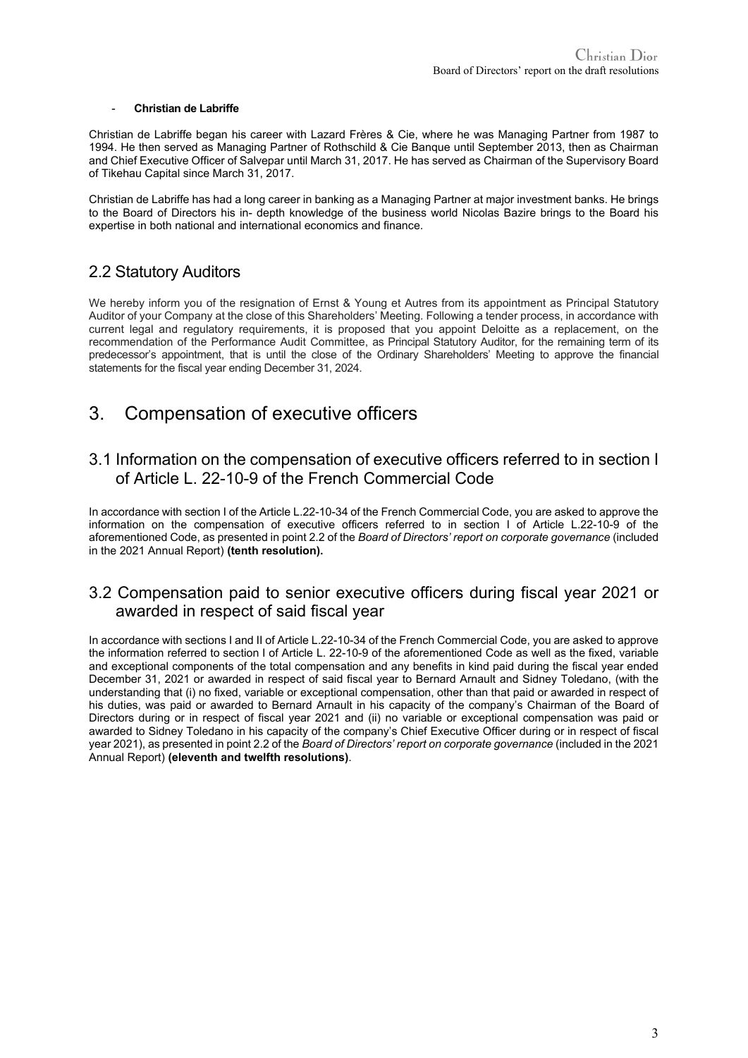- **Christian de Labriffe**

Christian de Labriffe began his career with Lazard Frères & Cie, where he was Managing Partner from 1987 to 1994. He then served as Managing Partner of Rothschild & Cie Banque until September 2013, then as Chairman and Chief Executive Officer of Salvepar until March 31, 2017. He has served as Chairman of the Supervisory Board of Tikehau Capital since March 31, 2017.

Christian de Labriffe has had a long career in banking as a Managing Partner at major investment banks. He brings to the Board of Directors his in- depth knowledge of the business world Nicolas Bazire brings to the Board his expertise in both national and international economics and finance.

## 2.2 Statutory Auditors

We hereby inform you of the resignation of Ernst & Young et Autres from its appointment as Principal Statutory Auditor of your Company at the close of this Shareholders' Meeting. Following a tender process, in accordance with current legal and regulatory requirements, it is proposed that you appoint Deloitte as a replacement, on the recommendation of the Performance Audit Committee, as Principal Statutory Auditor, for the remaining term of its predecessor's appointment, that is until the close of the Ordinary Shareholders' Meeting to approve the financial statements for the fiscal year ending December 31, 2024.

# 3. Compensation of executive officers

## 3.1 Information on the compensation of executive officers referred to in section I of Article L. 22-10-9 of the French Commercial Code

In accordance with section I of the Article L.22-10-34 of the French Commercial Code, you are asked to approve the information on the compensation of executive officers referred to in section I of Article L.22-10-9 of the aforementioned Code, as presented in point 2.2 of the *Board of Directors' report on corporate governance* (included in the 2021 Annual Report) **(tenth resolution).**

## 3.2 Compensation paid to senior executive officers during fiscal year 2021 or awarded in respect of said fiscal year

In accordance with sections I and II of Article L.22-10-34 of the French Commercial Code, you are asked to approve the information referred to section I of Article L. 22-10-9 of the aforementioned Code as well as the fixed, variable and exceptional components of the total compensation and any benefits in kind paid during the fiscal year ended December 31, 2021 or awarded in respect of said fiscal year to Bernard Arnault and Sidney Toledano, (with the understanding that (i) no fixed, variable or exceptional compensation, other than that paid or awarded in respect of his duties, was paid or awarded to Bernard Arnault in his capacity of the company's Chairman of the Board of Directors during or in respect of fiscal year 2021 and (ii) no variable or exceptional compensation was paid or awarded to Sidney Toledano in his capacity of the company's Chief Executive Officer during or in respect of fiscal year 2021), as presented in point 2.2 of the *Board of Directors' report on corporate governance* (included in the 2021 Annual Report) **(eleventh and twelfth resolutions)**.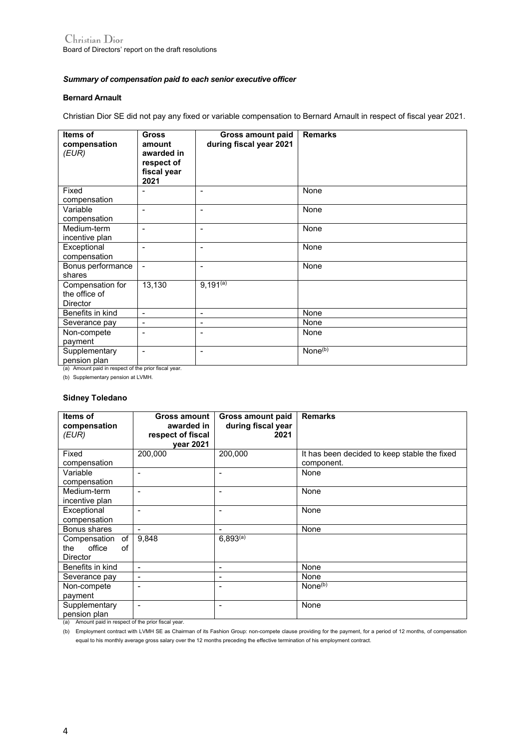***Summary of compensation paid to each senior executive officer***

**Bernard Arnault**

Christian Dior SE did not pay any fixed or variable compensation to Bernard Arnault in respect of fiscal year 2021.

| Items of compensation *(EUR)* | Gross amount awarded in respect of fiscal year 2021 | Gross amount paid during fiscal year 2021 | Remarks |
|---|---|---|---|
| Fixed compensation | - | - | None |
| Variable compensation | - | - | None |
| Medium-term incentive plan | - | - | None |
| Exceptional compensation | - | - | None |
| Bonus performance shares | - | - | None |
| Compensation for the office of Director | 13,130 | 9,191[(a)] | |
| Benefits in kind | - | - | None |
| Severance pay | - | - | None |
| Non-compete payment | - | - | None |
| Supplementary pension plan | - | - | None[(b)] |

(a) Amount paid in respect of the prior fiscal year.

(b) Supplementary pension at LVMH.

**Sidney Toledano**

| Items of compensation *(EUR)* | Gross amount awarded in respect of fiscal year 2021 | Gross amount paid during fiscal year 2021 | Remarks |
|---|---|---|---|
| Fixed compensation | 200,000 | 200,000 | It has been decided to keep stable the fixed component. |
| Variable compensation | - | - | None |
| Medium-term incentive plan | - | - | None |
| Exceptional compensation | - | - | None |
| Bonus shares | - | - | None |
| Compensation of the office of Director | 9,848 | 6,893[(a)] | |
| Benefits in kind | - | - | None |
| Severance pay | - | - | None |
| Non-compete payment | - | - | None[(b)] |
| Supplementary pension plan | - | - | None |

(a) Amount paid in respect of the prior fiscal year.

(b) Employment contract with LVMH SE as Chairman of its Fashion Group: non-compete clause providing for the payment, for a period of 12 months, of compensation equal to his monthly average gross salary over the 12 months preceding the effective termination of his employment contract.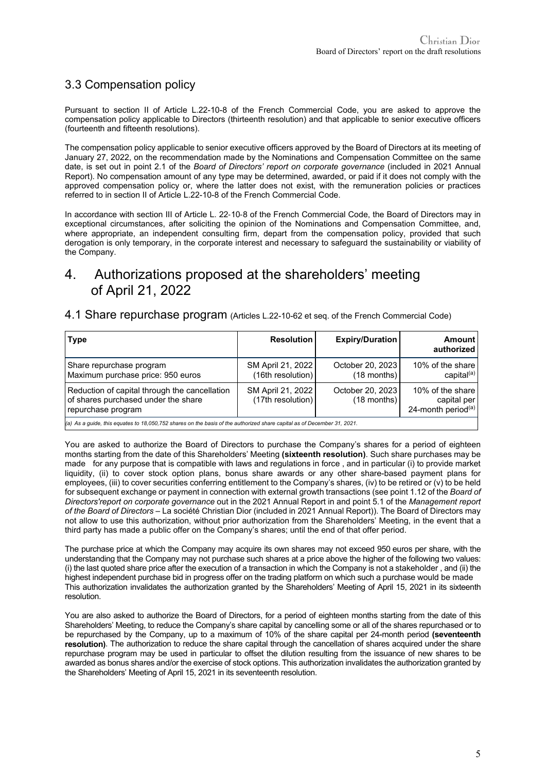## 3.3 Compensation policy

Pursuant to section II of Article L.22-10-8 of the French Commercial Code, you are asked to approve the compensation policy applicable to Directors (thirteenth resolution) and that applicable to senior executive officers (fourteenth and fifteenth resolutions).

The compensation policy applicable to senior executive officers approved by the Board of Directors at its meeting of January 27, 2022, on the recommendation made by the Nominations and Compensation Committee on the same date, is set out in point 2.1 of the *Board of Directors' report on corporate governance* (included in 2021 Annual Report). No compensation amount of any type may be determined, awarded, or paid if it does not comply with the approved compensation policy or, where the latter does not exist, with the remuneration policies or practices referred to in section II of Article L.22-10-8 of the French Commercial Code.

In accordance with section III of Article L. 22-10-8 of the French Commercial Code, the Board of Directors may in exceptional circumstances, after soliciting the opinion of the Nominations and Compensation Committee, and, where appropriate, an independent consulting firm, depart from the compensation policy, provided that such derogation is only temporary, in the corporate interest and necessary to safeguard the sustainability or viability of the Company.

# 4. Authorizations proposed at the shareholders' meeting of April 21, 2022

## 4.1 Share repurchase program (Articles L.22-10-62 et seq. of the French Commercial Code)

| Type | Resolution | Expiry/Duration | Amount authorized |
|---|---|---|---|
| Share repurchase program<br>Maximum purchase price: 950 euros | SM April 21, 2022<br>(16th resolution) | October 20, 2023<br>(18 months) | 10% of the share capital[(a)] |
| Reduction of capital through the cancellation of shares purchased under the share repurchase program | SM April 21, 2022<br>(17th resolution) | October 20, 2023<br>(18 months) | 10% of the share capital per 24-month period[(a)] |

*(a) As a guide, this equates to 18,050,752 shares on the basis of the authorized share capital as of December 31, 2021.*

You are asked to authorize the Board of Directors to purchase the Company's shares for a period of eighteen months starting from the date of this Shareholders' Meeting **(sixteenth resolution)**. Such share purchases may be made for any purpose that is compatible with laws and regulations in force , and in particular (i) to provide market liquidity, (ii) to cover stock option plans, bonus share awards or any other share-based payment plans for employees, (iii) to cover securities conferring entitlement to the Company's shares, (iv) to be retired or (v) to be held for subsequent exchange or payment in connection with external growth transactions (see point 1.12 of the *Board of Directors'report on corporate governance* out in the 2021 Annual Report in and point 5.1 of the *Management report of the Board of Directors* – La société Christian Dior (included in 2021 Annual Report)). The Board of Directors may not allow to use this authorization, without prior authorization from the Shareholders' Meeting, in the event that a third party has made a public offer on the Company's shares; until the end of that offer period.

The purchase price at which the Company may acquire its own shares may not exceed 950 euros per share, with the understanding that the Company may not purchase such shares at a price above the higher of the following two values: (i) the last quoted share price after the execution of a transaction in which the Company is not a stakeholder , and (ii) the highest independent purchase bid in progress offer on the trading platform on which such a purchase would be made This authorization invalidates the authorization granted by the Shareholders' Meeting of April 15, 2021 in its sixteenth resolution.

You are also asked to authorize the Board of Directors, for a period of eighteen months starting from the date of this Shareholders' Meeting, to reduce the Company's share capital by cancelling some or all of the shares repurchased or to be repurchased by the Company, up to a maximum of 10% of the share capital per 24-month period **(seventeenth resolution)**. The authorization to reduce the share capital through the cancellation of shares acquired under the share repurchase program may be used in particular to offset the dilution resulting from the issuance of new shares to be awarded as bonus shares and/or the exercise of stock options. This authorization invalidates the authorization granted by the Shareholders' Meeting of April 15, 2021 in its seventeenth resolution.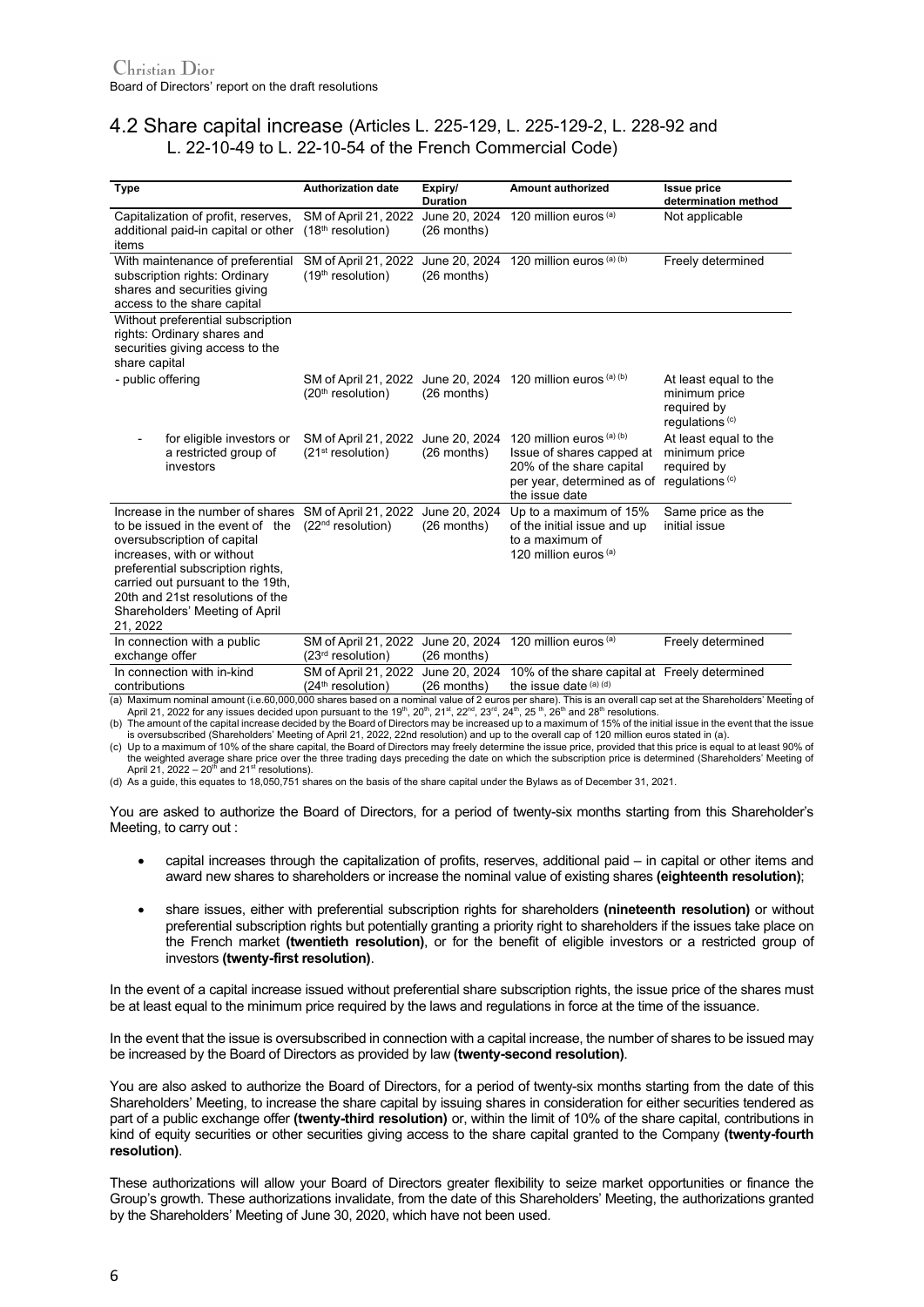## 4.2 Share capital increase (Articles L. 225-129, L. 225-129-2, L. 228-92 and L. 22-10-49 to L. 22-10-54 of the French Commercial Code)

| Type | Authorization date | Expiry/ Duration | Amount authorized | Issue price determination method |
|---|---|---|---|---|
| Capitalization of profit, reserves, additional paid-in capital or other items | SM of April 21, 2022 (18th resolution) | June 20, 2024 (26 months) | 120 million euros [(a)] | Not applicable |
| With maintenance of preferential subscription rights: Ordinary shares and securities giving access to the share capital | SM of April 21, 2022 (19th resolution) | June 20, 2024 (26 months) | 120 million euros [(a) (b)] | Freely determined |
| Without preferential subscription rights: Ordinary shares and securities giving access to the share capital | | | | |
| - public offering | SM of April 21, 2022 (20th resolution) | June 20, 2024 (26 months) | 120 million euros [(a) (b)] | At least equal to the minimum price required by regulations [(c)] |
| - for eligible investors or a restricted group of investors | SM of April 21, 2022 (21st resolution) | June 20, 2024 (26 months) | 120 million euros [(a) (b)] Issue of shares capped at 20% of the share capital per year, determined as of the issue date | At least equal to the minimum price required by regulations [(c)] |
| Increase in the number of shares to be issued in the event of the oversubscription of capital increases, with or without preferential subscription rights, carried out pursuant to the 19th, 20th and 21st resolutions of the Shareholders' Meeting of April 21, 2022 | SM of April 21, 2022 (22nd resolution) | June 20, 2024 (26 months) | Up to a maximum of 15% of the initial issue and up to a maximum of 120 million euros [(a)] | Same price as the initial issue |
| In connection with a public exchange offer | SM of April 21, 2022 (23rd resolution) | June 20, 2024 (26 months) | 120 million euros [(a)] | Freely determined |
| In connection with in-kind contributions | SM of April 21, 2022 (24th resolution) | June 20, 2024 (26 months) | 10% of the share capital at the issue date [(a) (d)] | Freely determined |

(a) Maximum nominal amount (i.e.60,000,000 shares based on a nominal value of 2 euros per share). This is an overall cap set at the Shareholders' Meeting of April 21, 2022 for any issues decided upon pursuant to the 19th, 20th, 21st, 22nd, 23rd, 24th, 25 th, 26th and 28th resolutions.

(b) The amount of the capital increase decided by the Board of Directors may be increased up to a maximum of 15% of the initial issue in the event that the issue is oversubscribed (Shareholders' Meeting of April 21, 2022, 22nd resolution) and up to the overall cap of 120 million euros stated in (a).

(c) Up to a maximum of 10% of the share capital, the Board of Directors may freely determine the issue price, provided that this price is equal to at least 90% of the weighted average share price over the three trading days preceding the date on which the subscription price is determined (Shareholders' Meeting of April 21, 2022 – 20th and 21st resolutions).

(d) As a guide, this equates to 18,050,751 shares on the basis of the share capital under the Bylaws as of December 31, 2021.

You are asked to authorize the Board of Directors, for a period of twenty-six months starting from this Shareholder's Meeting, to carry out :

- capital increases through the capitalization of profits, reserves, additional paid – in capital or other items and award new shares to shareholders or increase the nominal value of existing shares **(eighteenth resolution)**;
- share issues, either with preferential subscription rights for shareholders **(nineteenth resolution)** or without preferential subscription rights but potentially granting a priority right to shareholders if the issues take place on the French market **(twentieth resolution)**, or for the benefit of eligible investors or a restricted group of investors **(twenty-first resolution)**.

In the event of a capital increase issued without preferential share subscription rights, the issue price of the shares must be at least equal to the minimum price required by the laws and regulations in force at the time of the issuance.

In the event that the issue is oversubscribed in connection with a capital increase, the number of shares to be issued may be increased by the Board of Directors as provided by law **(twenty-second resolution)**.

You are also asked to authorize the Board of Directors, for a period of twenty-six months starting from the date of this Shareholders' Meeting, to increase the share capital by issuing shares in consideration for either securities tendered as part of a public exchange offer **(twenty-third resolution)** or, within the limit of 10% of the share capital, contributions in kind of equity securities or other securities giving access to the share capital granted to the Company **(twenty-fourth resolution)**.

These authorizations will allow your Board of Directors greater flexibility to seize market opportunities or finance the Group's growth. These authorizations invalidate, from the date of this Shareholders' Meeting, the authorizations granted by the Shareholders' Meeting of June 30, 2020, which have not been used.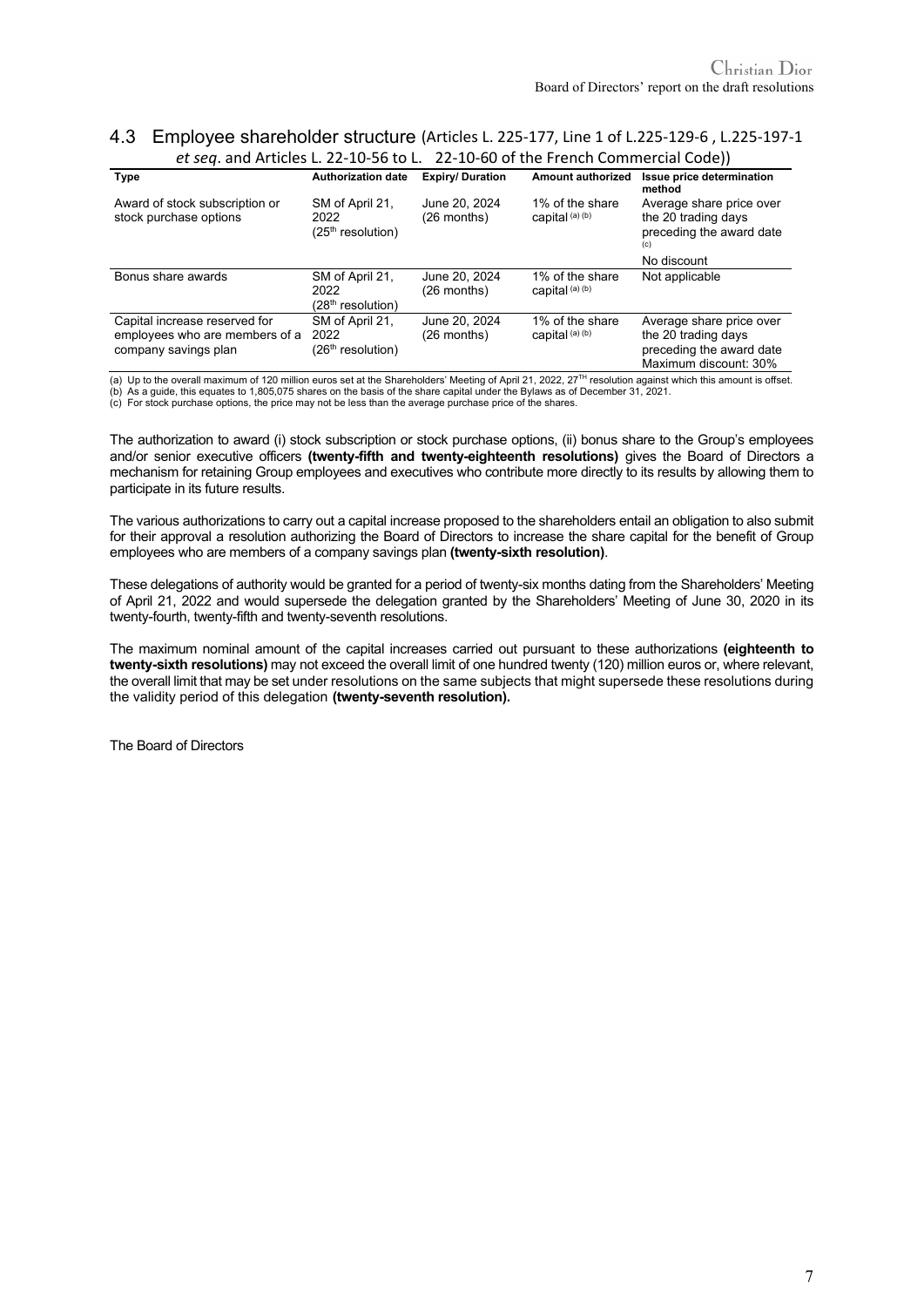## 4.3 Employee shareholder structure (Articles L. 225-177, Line 1 of L.225-129-6 , L.225-197-1 *et seq*. and Articles L. 22-10-56 to L. 22-10-60 of the French Commercial Code))

| Type | Authorization date | Expiry/ Duration | Amount authorized | Issue price determination method |
|---|---|---|---|---|
| Award of stock subscription or stock purchase options | SM of April 21, 2022 (25th resolution) | June 20, 2024 (26 months) | 1% of the share capital (a) (b) | Average share price over the 20 trading days preceding the award date (c)<br>No discount |
| Bonus share awards | SM of April 21, 2022 (28th resolution) | June 20, 2024 (26 months) | 1% of the share capital (a) (b) | Not applicable |
| Capital increase reserved for employees who are members of a company savings plan | SM of April 21, 2022 (26th resolution) | June 20, 2024 (26 months) | 1% of the share capital (a) (b) | Average share price over the 20 trading days preceding the award date Maximum discount: 30% |

(a) Up to the overall maximum of 120 million euros set at the Shareholders' Meeting of April 21, 2022, 27TH resolution against which this amount is offset.
(b) As a guide, this equates to 1,805,075 shares on the basis of the share capital under the Bylaws as of December 31, 2021.
(c) For stock purchase options, the price may not be less than the average purchase price of the shares.

The authorization to award (i) stock subscription or stock purchase options, (ii) bonus share to the Group's employees and/or senior executive officers **(twenty-fifth and twenty-eighteenth resolutions)** gives the Board of Directors a mechanism for retaining Group employees and executives who contribute more directly to its results by allowing them to participate in its future results.

The various authorizations to carry out a capital increase proposed to the shareholders entail an obligation to also submit for their approval a resolution authorizing the Board of Directors to increase the share capital for the benefit of Group employees who are members of a company savings plan **(twenty-sixth resolution)**.

These delegations of authority would be granted for a period of twenty-six months dating from the Shareholders' Meeting of April 21, 2022 and would supersede the delegation granted by the Shareholders' Meeting of June 30, 2020 in its twenty-fourth, twenty-fifth and twenty-seventh resolutions.

The maximum nominal amount of the capital increases carried out pursuant to these authorizations **(eighteenth to twenty-sixth resolutions)** may not exceed the overall limit of one hundred twenty (120) million euros or, where relevant, the overall limit that may be set under resolutions on the same subjects that might supersede these resolutions during the validity period of this delegation **(twenty-seventh resolution).**

The Board of Directors